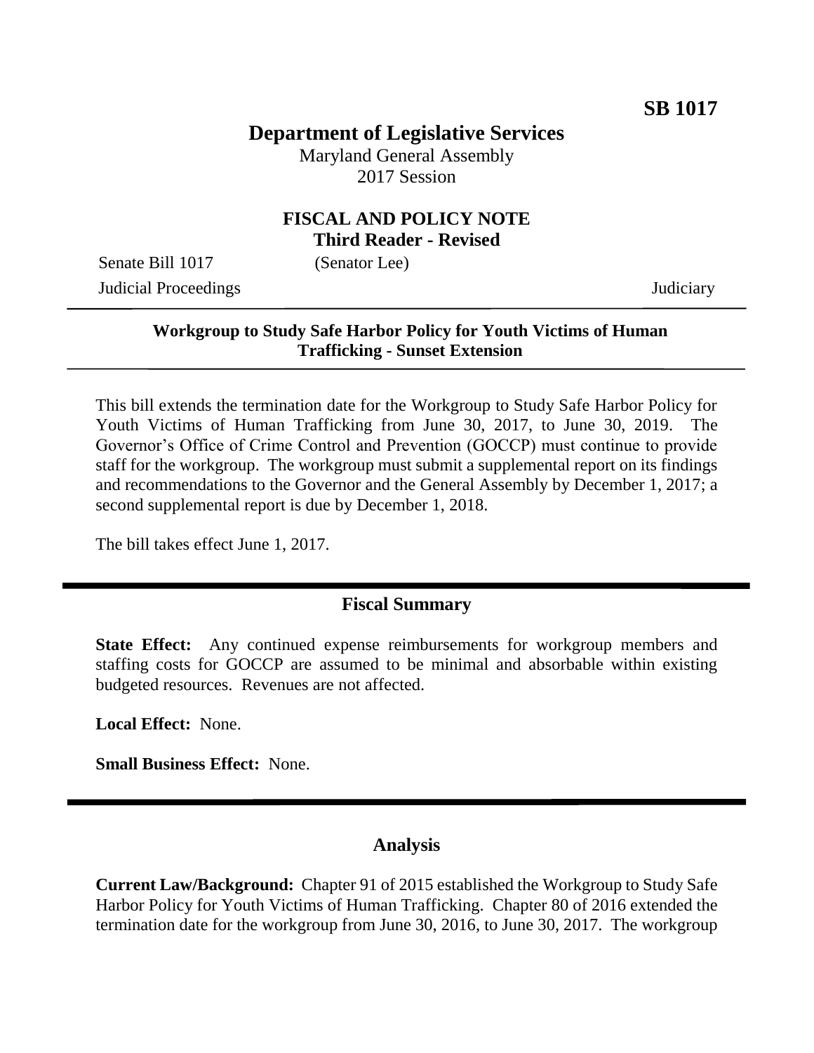**SB 1017**

# Department of Legislative Services

Maryland General Assembly
2017 Session

## FISCAL AND POLICY NOTE
**Third Reader - Revised**

Senate Bill 1017 (Senator Lee)
Judicial Proceedings Judiciary

---

**Workgroup to Study Safe Harbor Policy for Youth Victims of Human Trafficking - Sunset Extension**

---

This bill extends the termination date for the Workgroup to Study Safe Harbor Policy for Youth Victims of Human Trafficking from June 30, 2017, to June 30, 2019. The Governor's Office of Crime Control and Prevention (GOCCP) must continue to provide staff for the workgroup. The workgroup must submit a supplemental report on its findings and recommendations to the Governor and the General Assembly by December 1, 2017; a second supplemental report is due by December 1, 2018.

The bill takes effect June 1, 2017.

## Fiscal Summary

**State Effect:** Any continued expense reimbursements for workgroup members and staffing costs for GOCCP are assumed to be minimal and absorbable within existing budgeted resources. Revenues are not affected.

**Local Effect:** None.

**Small Business Effect:** None.

## Analysis

**Current Law/Background:** Chapter 91 of 2015 established the Workgroup to Study Safe Harbor Policy for Youth Victims of Human Trafficking. Chapter 80 of 2016 extended the termination date for the workgroup from June 30, 2016, to June 30, 2017. The workgroup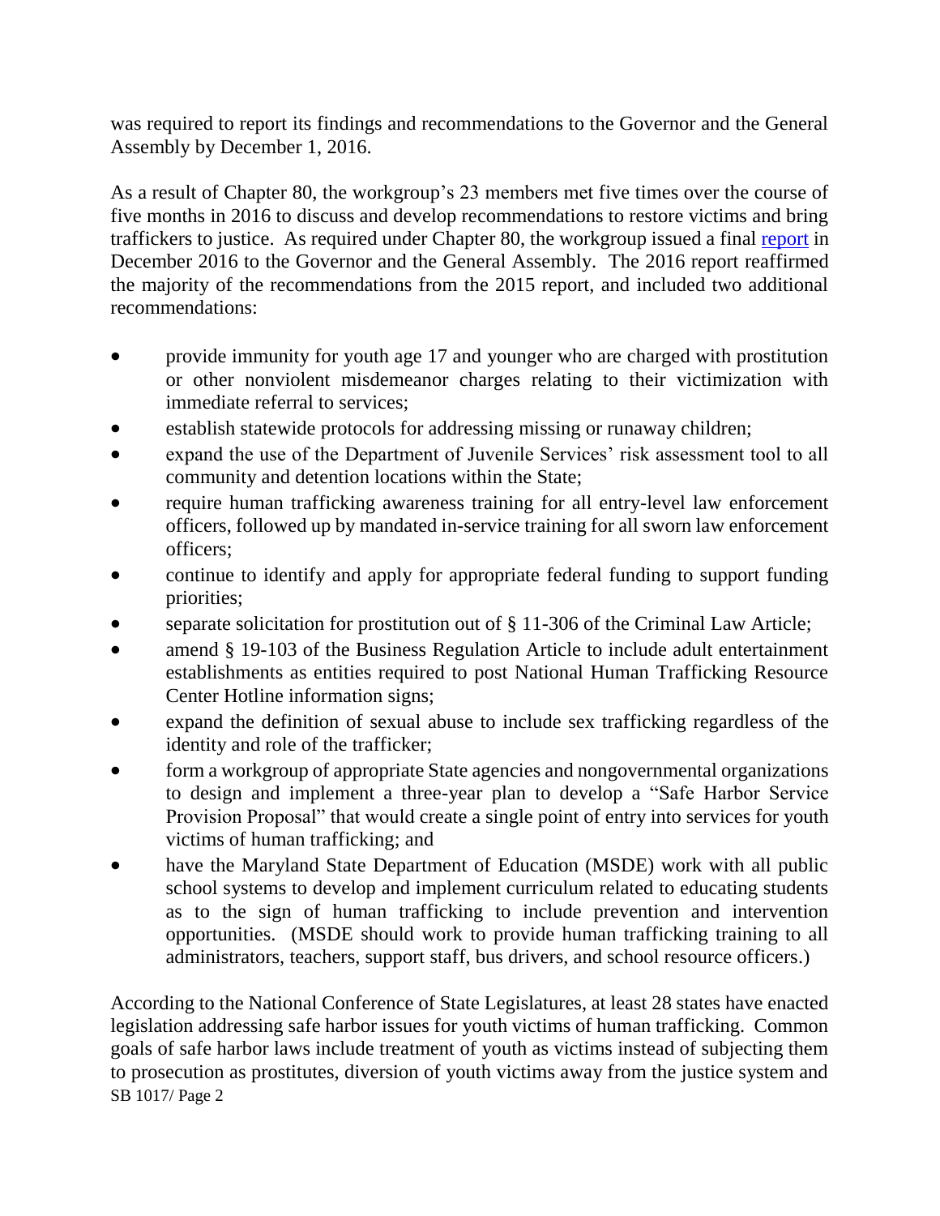was required to report its findings and recommendations to the Governor and the General Assembly by December 1, 2016.

As a result of Chapter 80, the workgroup's 23 members met five times over the course of five months in 2016 to discuss and develop recommendations to restore victims and bring traffickers to justice. As required under Chapter 80, the workgroup issued a final report in December 2016 to the Governor and the General Assembly. The 2016 report reaffirmed the majority of the recommendations from the 2015 report, and included two additional recommendations:

- provide immunity for youth age 17 and younger who are charged with prostitution or other nonviolent misdemeanor charges relating to their victimization with immediate referral to services;
- establish statewide protocols for addressing missing or runaway children;
- expand the use of the Department of Juvenile Services' risk assessment tool to all community and detention locations within the State;
- require human trafficking awareness training for all entry-level law enforcement officers, followed up by mandated in-service training for all sworn law enforcement officers;
- continue to identify and apply for appropriate federal funding to support funding priorities;
- separate solicitation for prostitution out of § 11-306 of the Criminal Law Article;
- amend § 19-103 of the Business Regulation Article to include adult entertainment establishments as entities required to post National Human Trafficking Resource Center Hotline information signs;
- expand the definition of sexual abuse to include sex trafficking regardless of the identity and role of the trafficker;
- form a workgroup of appropriate State agencies and nongovernmental organizations to design and implement a three-year plan to develop a "Safe Harbor Service Provision Proposal" that would create a single point of entry into services for youth victims of human trafficking; and
- have the Maryland State Department of Education (MSDE) work with all public school systems to develop and implement curriculum related to educating students as to the sign of human trafficking to include prevention and intervention opportunities. (MSDE should work to provide human trafficking training to all administrators, teachers, support staff, bus drivers, and school resource officers.)

According to the National Conference of State Legislatures, at least 28 states have enacted legislation addressing safe harbor issues for youth victims of human trafficking. Common goals of safe harbor laws include treatment of youth as victims instead of subjecting them to prosecution as prostitutes, diversion of youth victims away from the justice system and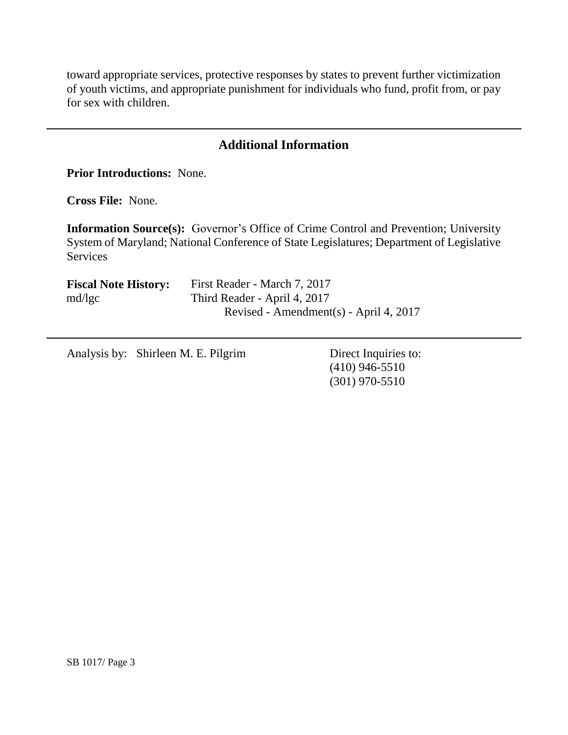toward appropriate services, protective responses by states to prevent further victimization of youth victims, and appropriate punishment for individuals who fund, profit from, or pay for sex with children.

## Additional Information

**Prior Introductions:** None.

**Cross File:** None.

**Information Source(s):** Governor's Office of Crime Control and Prevention; University System of Maryland; National Conference of State Legislatures; Department of Legislative Services

**Fiscal Note History:** First Reader - March 7, 2017
md/lgc Third Reader - April 4, 2017
Revised - Amendment(s) - April 4, 2017

Analysis by: Shirleen M. E. Pilgrim

Direct Inquiries to:
(410) 946-5510
(301) 970-5510